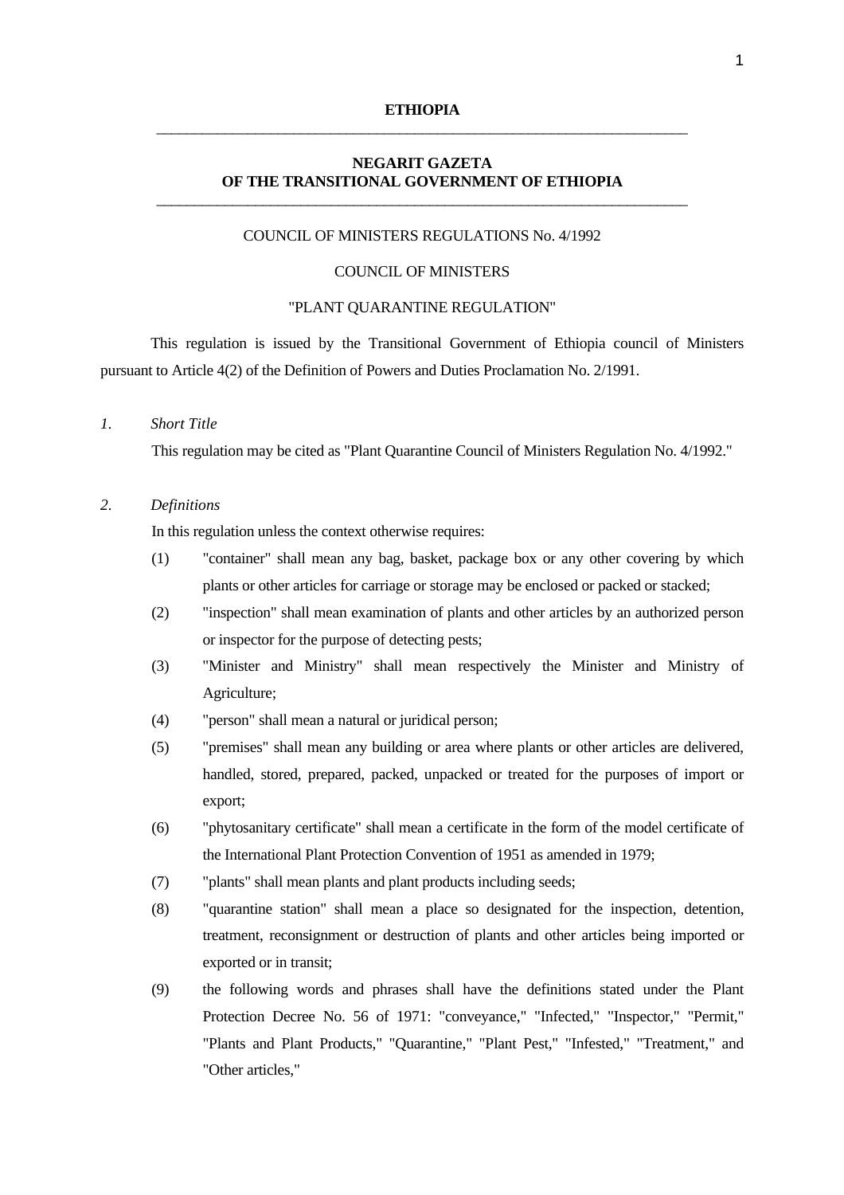**ETHIOPIA**

---

**NEGARIT GAZETA**
**OF THE TRANSITIONAL GOVERNMENT OF ETHIOPIA**

---

COUNCIL OF MINISTERS REGULATIONS No. 4/1992

COUNCIL OF MINISTERS

"PLANT QUARANTINE REGULATION"

This regulation is issued by the Transitional Government of Ethiopia council of Ministers pursuant to Article 4(2) of the Definition of Powers and Duties Proclamation No. 2/1991.

*1. Short Title*

This regulation may be cited as "Plant Quarantine Council of Ministers Regulation No. 4/1992."

*2. Definitions*

In this regulation unless the context otherwise requires:

(1) "container" shall mean any bag, basket, package box or any other covering by which plants or other articles for carriage or storage may be enclosed or packed or stacked;

(2) "inspection" shall mean examination of plants and other articles by an authorized person or inspector for the purpose of detecting pests;

(3) "Minister and Ministry" shall mean respectively the Minister and Ministry of Agriculture;

(4) "person" shall mean a natural or juridical person;

(5) "premises" shall mean any building or area where plants or other articles are delivered, handled, stored, prepared, packed, unpacked or treated for the purposes of import or export;

(6) "phytosanitary certificate" shall mean a certificate in the form of the model certificate of the International Plant Protection Convention of 1951 as amended in 1979;

(7) "plants" shall mean plants and plant products including seeds;

(8) "quarantine station" shall mean a place so designated for the inspection, detention, treatment, reconsignment or destruction of plants and other articles being imported or exported or in transit;

(9) the following words and phrases shall have the definitions stated under the Plant Protection Decree No. 56 of 1971: "conveyance," "Infected," "Inspector," "Permit," "Plants and Plant Products," "Quarantine," "Plant Pest," "Infested," "Treatment," and "Other articles,"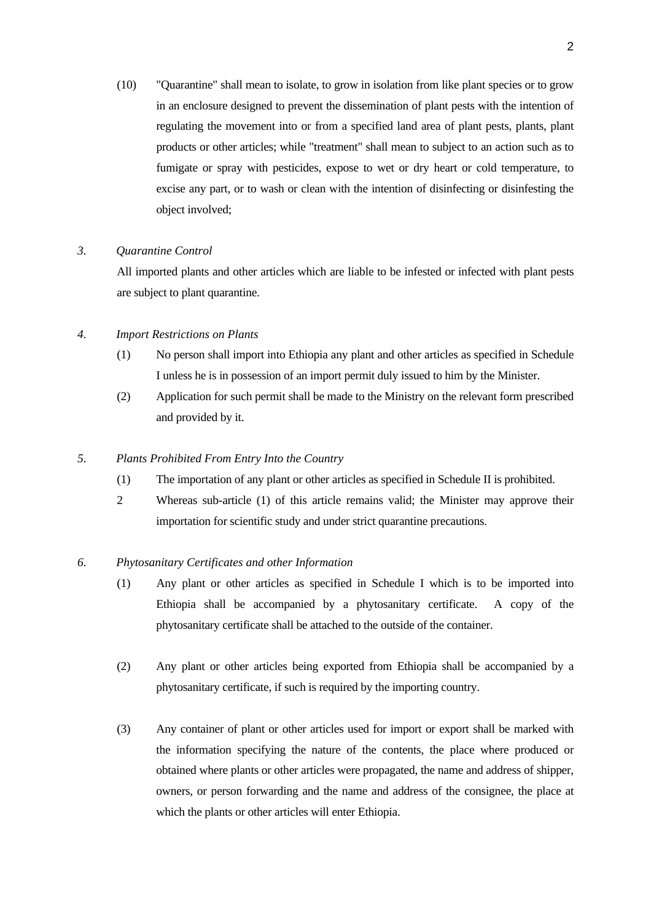(10) "Quarantine" shall mean to isolate, to grow in isolation from like plant species or to grow in an enclosure designed to prevent the dissemination of plant pests with the intention of regulating the movement into or from a specified land area of plant pests, plants, plant products or other articles; while "treatment" shall mean to subject to an action such as to fumigate or spray with pesticides, expose to wet or dry heart or cold temperature, to excise any part, or to wash or clean with the intention of disinfecting or disinfesting the object involved;

*3. Quarantine Control*

All imported plants and other articles which are liable to be infested or infected with plant pests are subject to plant quarantine.

*4. Import Restrictions on Plants*

(1) No person shall import into Ethiopia any plant and other articles as specified in Schedule I unless he is in possession of an import permit duly issued to him by the Minister.

(2) Application for such permit shall be made to the Ministry on the relevant form prescribed and provided by it.

*5. Plants Prohibited From Entry Into the Country*

(1) The importation of any plant or other articles as specified in Schedule II is prohibited.

2 Whereas sub-article (1) of this article remains valid; the Minister may approve their importation for scientific study and under strict quarantine precautions.

*6. Phytosanitary Certificates and other Information*

(1) Any plant or other articles as specified in Schedule I which is to be imported into Ethiopia shall be accompanied by a phytosanitary certificate. A copy of the phytosanitary certificate shall be attached to the outside of the container.

(2) Any plant or other articles being exported from Ethiopia shall be accompanied by a phytosanitary certificate, if such is required by the importing country.

(3) Any container of plant or other articles used for import or export shall be marked with the information specifying the nature of the contents, the place where produced or obtained where plants or other articles were propagated, the name and address of shipper, owners, or person forwarding and the name and address of the consignee, the place at which the plants or other articles will enter Ethiopia.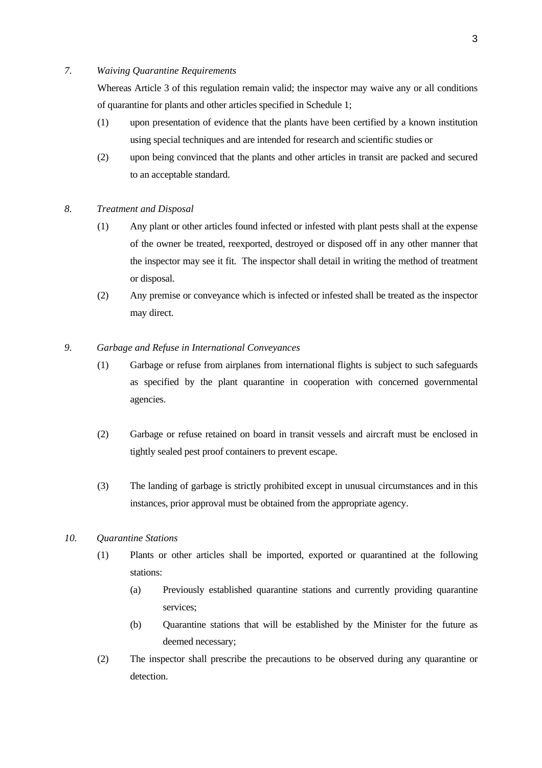*7. Waiving Quarantine Requirements*

Whereas Article 3 of this regulation remain valid; the inspector may waive any or all conditions of quarantine for plants and other articles specified in Schedule 1;

(1) upon presentation of evidence that the plants have been certified by a known institution using special techniques and are intended for research and scientific studies or

(2) upon being convinced that the plants and other articles in transit are packed and secured to an acceptable standard.

*8. Treatment and Disposal*

(1) Any plant or other articles found infected or infested with plant pests shall at the expense of the owner be treated, reexported, destroyed or disposed off in any other manner that the inspector may see it fit. The inspector shall detail in writing the method of treatment or disposal.

(2) Any premise or conveyance which is infected or infested shall be treated as the inspector may direct.

*9. Garbage and Refuse in International Conveyances*

(1) Garbage or refuse from airplanes from international flights is subject to such safeguards as specified by the plant quarantine in cooperation with concerned governmental agencies.

(2) Garbage or refuse retained on board in transit vessels and aircraft must be enclosed in tightly sealed pest proof containers to prevent escape.

(3) The landing of garbage is strictly prohibited except in unusual circumstances and in this instances, prior approval must be obtained from the appropriate agency.

*10. Quarantine Stations*

(1) Plants or other articles shall be imported, exported or quarantined at the following stations:

(a) Previously established quarantine stations and currently providing quarantine services;

(b) Quarantine stations that will be established by the Minister for the future as deemed necessary;

(2) The inspector shall prescribe the precautions to be observed during any quarantine or detection.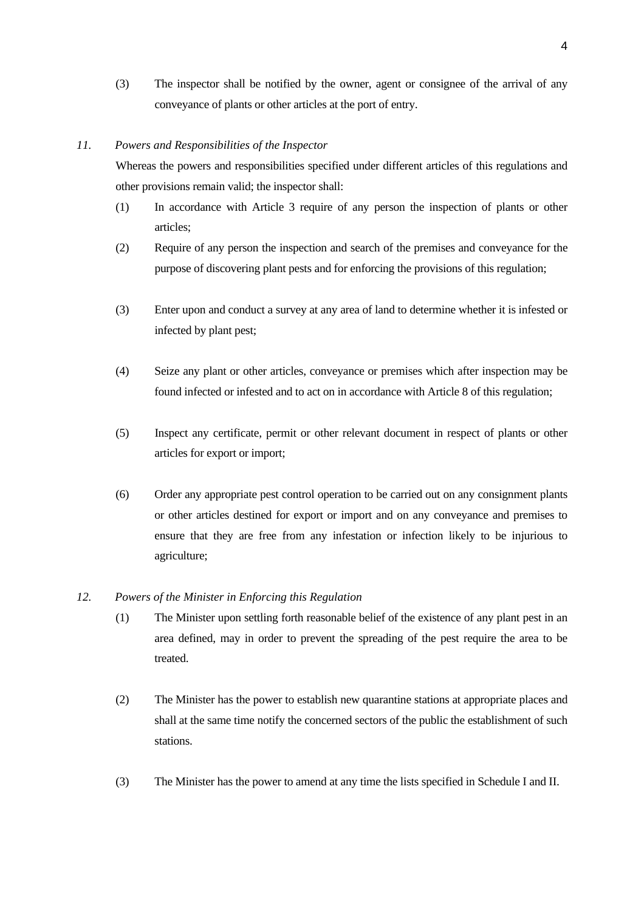(3) The inspector shall be notified by the owner, agent or consignee of the arrival of any conveyance of plants or other articles at the port of entry.

*11. Powers and Responsibilities of the Inspector*

Whereas the powers and responsibilities specified under different articles of this regulations and other provisions remain valid; the inspector shall:

(1) In accordance with Article 3 require of any person the inspection of plants or other articles;

(2) Require of any person the inspection and search of the premises and conveyance for the purpose of discovering plant pests and for enforcing the provisions of this regulation;

(3) Enter upon and conduct a survey at any area of land to determine whether it is infested or infected by plant pest;

(4) Seize any plant or other articles, conveyance or premises which after inspection may be found infected or infested and to act on in accordance with Article 8 of this regulation;

(5) Inspect any certificate, permit or other relevant document in respect of plants or other articles for export or import;

(6) Order any appropriate pest control operation to be carried out on any consignment plants or other articles destined for export or import and on any conveyance and premises to ensure that they are free from any infestation or infection likely to be injurious to agriculture;

*12. Powers of the Minister in Enforcing this Regulation*

(1) The Minister upon settling forth reasonable belief of the existence of any plant pest in an area defined, may in order to prevent the spreading of the pest require the area to be treated.

(2) The Minister has the power to establish new quarantine stations at appropriate places and shall at the same time notify the concerned sectors of the public the establishment of such stations.

(3) The Minister has the power to amend at any time the lists specified in Schedule I and II.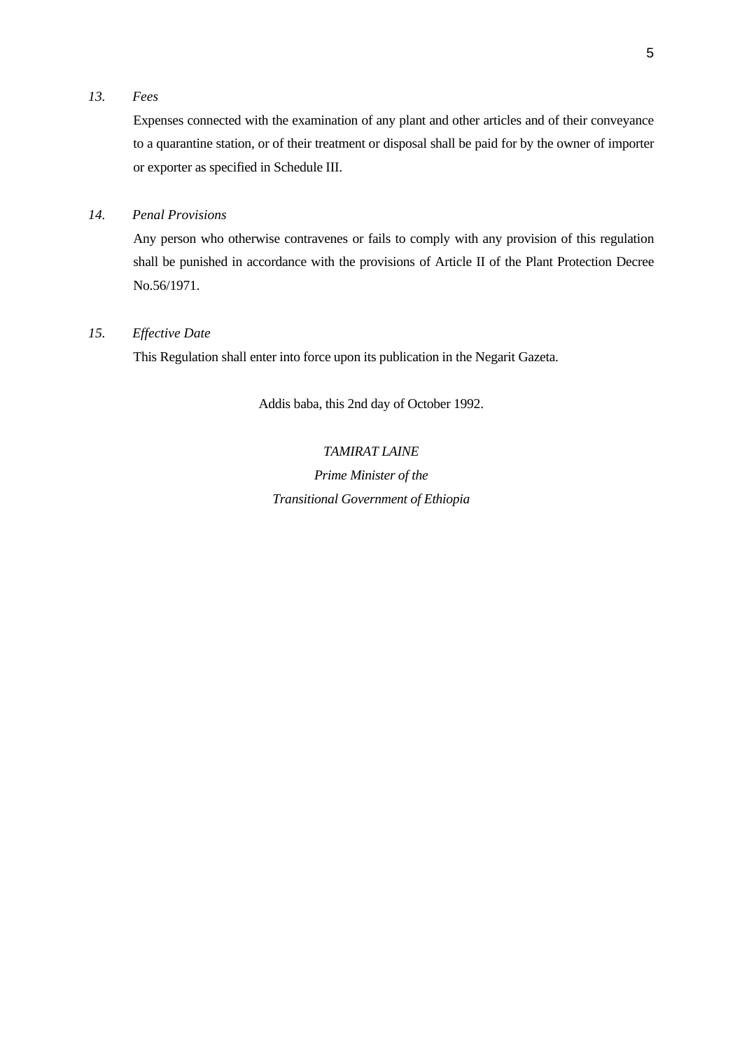*13. Fees*

Expenses connected with the examination of any plant and other articles and of their conveyance to a quarantine station, or of their treatment or disposal shall be paid for by the owner of importer or exporter as specified in Schedule III.

*14. Penal Provisions*

Any person who otherwise contravenes or fails to comply with any provision of this regulation shall be punished in accordance with the provisions of Article II of the Plant Protection Decree No.56/1971.

*15. Effective Date*

This Regulation shall enter into force upon its publication in the Negarit Gazeta.

Addis baba, this 2nd day of October 1992.

*TAMIRAT LAINE*

*Prime Minister of the*

*Transitional Government of Ethiopia*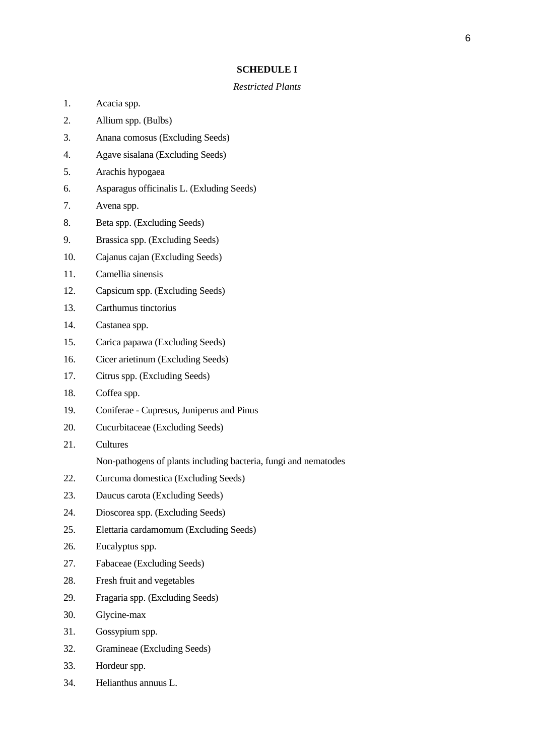**SCHEDULE I**

*Restricted Plants*

1. Acacia spp.
2. Allium spp. (Bulbs)
3. Anana comosus (Excluding Seeds)
4. Agave sisalana (Excluding Seeds)
5. Arachis hypogaea
6. Asparagus officinalis L. (Exluding Seeds)
7. Avena spp.
8. Beta spp. (Excluding Seeds)
9. Brassica spp. (Excluding Seeds)
10. Cajanus cajan (Excluding Seeds)
11. Camellia sinensis
12. Capsicum spp. (Excluding Seeds)
13. Carthumus tinctorius
14. Castanea spp.
15. Carica papawa (Excluding Seeds)
16. Cicer arietinum (Excluding Seeds)
17. Citrus spp. (Excluding Seeds)
18. Coffea spp.
19. Coniferae - Cupresus, Juniperus and Pinus
20. Cucurbitaceae (Excluding Seeds)
21. Cultures

    Non-pathogens of plants including bacteria, fungi and nematodes
22. Curcuma domestica (Excluding Seeds)
23. Daucus carota (Excluding Seeds)
24. Dioscorea spp. (Excluding Seeds)
25. Elettaria cardamomum (Excluding Seeds)
26. Eucalyptus spp.
27. Fabaceae (Excluding Seeds)
28. Fresh fruit and vegetables
29. Fragaria spp. (Excluding Seeds)
30. Glycine-max
31. Gossypium spp.
32. Gramineae (Excluding Seeds)
33. Hordeur spp.
34. Helianthus annuus L.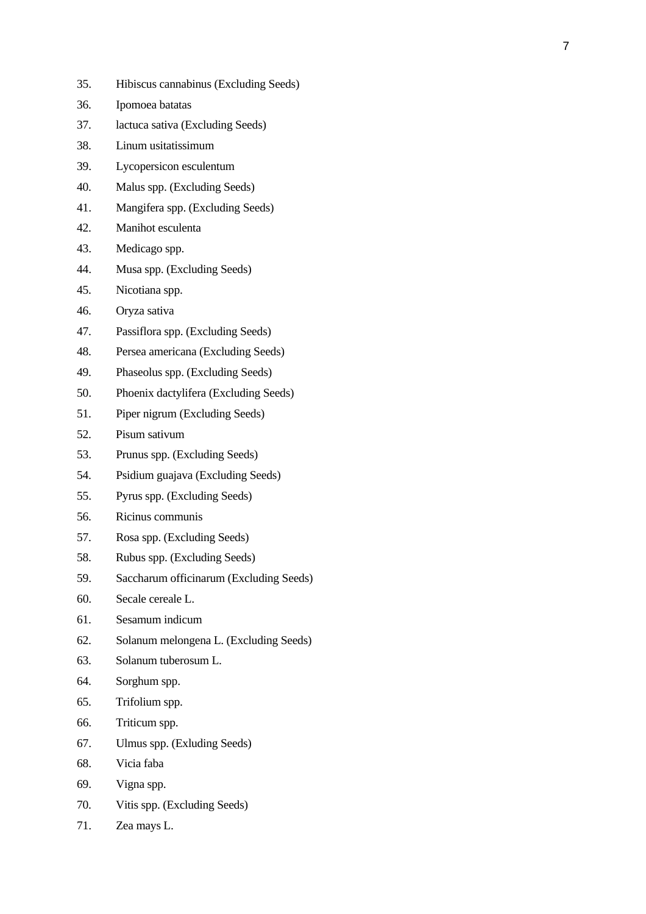35. Hibiscus cannabinus (Excluding Seeds)
36. Ipomoea batatas
37. lactuca sativa (Excluding Seeds)
38. Linum usitatissimum
39. Lycopersicon esculentum
40. Malus spp. (Excluding Seeds)
41. Mangifera spp. (Excluding Seeds)
42. Manihot esculenta
43. Medicago spp.
44. Musa spp. (Excluding Seeds)
45. Nicotiana spp.
46. Oryza sativa
47. Passiflora spp. (Excluding Seeds)
48. Persea americana (Excluding Seeds)
49. Phaseolus spp. (Excluding Seeds)
50. Phoenix dactylifera (Excluding Seeds)
51. Piper nigrum (Excluding Seeds)
52. Pisum sativum
53. Prunus spp. (Excluding Seeds)
54. Psidium guajava (Excluding Seeds)
55. Pyrus spp. (Excluding Seeds)
56. Ricinus communis
57. Rosa spp. (Excluding Seeds)
58. Rubus spp. (Excluding Seeds)
59. Saccharum officinarum (Excluding Seeds)
60. Secale cereale L.
61. Sesamum indicum
62. Solanum melongena L. (Excluding Seeds)
63. Solanum tuberosum L.
64. Sorghum spp.
65. Trifolium spp.
66. Triticum spp.
67. Ulmus spp. (Exluding Seeds)
68. Vicia faba
69. Vigna spp.
70. Vitis spp. (Excluding Seeds)
71. Zea mays L.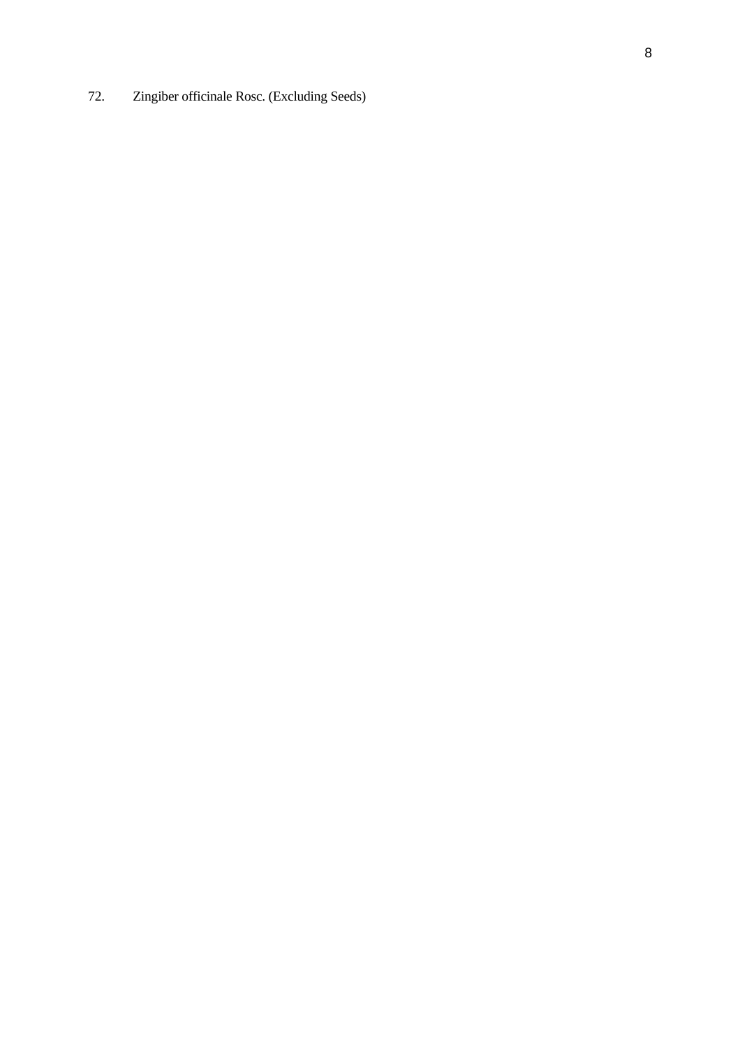72. Zingiber officinale Rosc. (Excluding Seeds)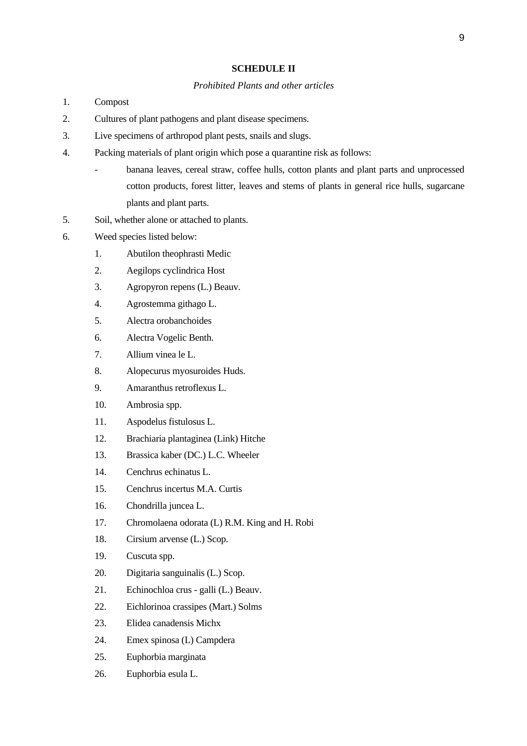## SCHEDULE II

*Prohibited Plants and other articles*

1. Compost
2. Cultures of plant pathogens and plant disease specimens.
3. Live specimens of arthropod plant pests, snails and slugs.
4. Packing materials of plant origin which pose a quarantine risk as follows:
   - banana leaves, cereal straw, coffee hulls, cotton plants and plant parts and unprocessed cotton products, forest litter, leaves and stems of plants in general rice hulls, sugarcane plants and plant parts.
5. Soil, whether alone or attached to plants.
6. Weed species listed below:
   1. Abutilon theophrasti Medic
   2. Aegilops cyclindrica Host
   3. Agropyron repens (L.) Beauv.
   4. Agrostemma githago L.
   5. Alectra orobanchoides
   6. Alectra Vogelic Benth.
   7. Allium vinea le L.
   8. Alopecurus myosuroides Huds.
   9. Amaranthus retroflexus L.
   10. Ambrosia spp.
   11. Aspodelus fistulosus L.
   12. Brachiaria plantaginea (Link) Hitche
   13. Brassica kaber (DC.) L.C. Wheeler
   14. Cenchrus echinatus L.
   15. Cenchrus incertus M.A. Curtis
   16. Chondrilla juncea L.
   17. Chromolaena odorata (L) R.M. King and H. Robi
   18. Cirsium arvense (L.) Scop.
   19. Cuscuta spp.
   20. Digitaria sanguinalis (L.) Scop.
   21. Echinochloa crus - galli (L.) Beauv.
   22. Eichlorinoa crassipes (Mart.) Solms
   23. Elidea canadensis Michx
   24. Emex spinosa (L) Campdera
   25. Euphorbia marginata
   26. Euphorbia esula L.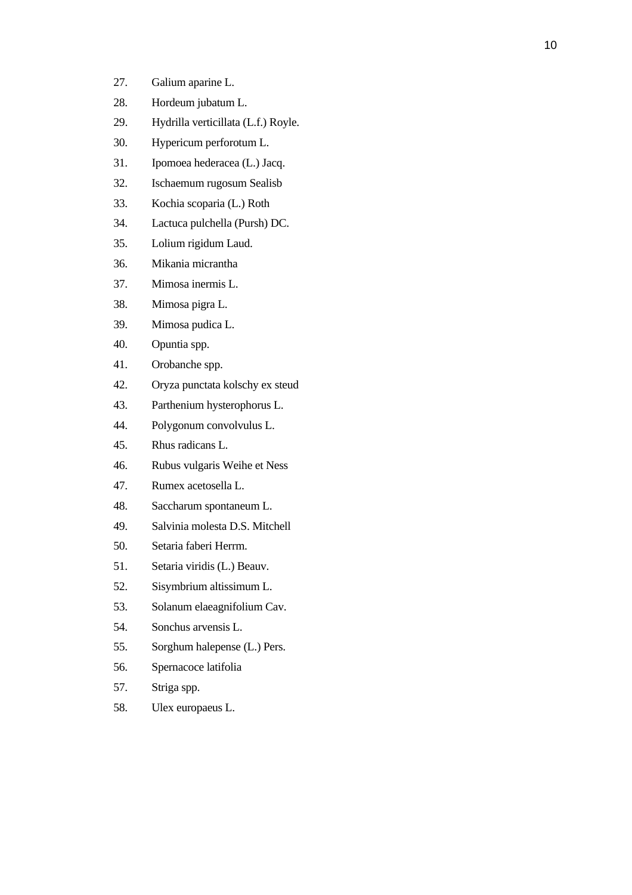27. Galium aparine L.
28. Hordeum jubatum L.
29. Hydrilla verticillata (L.f.) Royle.
30. Hypericum perforotum L.
31. Ipomoea hederacea (L.) Jacq.
32. Ischaemum rugosum Sealisb
33. Kochia scoparia (L.) Roth
34. Lactuca pulchella (Pursh) DC.
35. Lolium rigidum Laud.
36. Mikania micrantha
37. Mimosa inermis L.
38. Mimosa pigra L.
39. Mimosa pudica L.
40. Opuntia spp.
41. Orobanche spp.
42. Oryza punctata kolschy ex steud
43. Parthenium hysterophorus L.
44. Polygonum convolvulus L.
45. Rhus radicans L.
46. Rubus vulgaris Weihe et Ness
47. Rumex acetosella L.
48. Saccharum spontaneum L.
49. Salvinia molesta D.S. Mitchell
50. Setaria faberi Herrm.
51. Setaria viridis (L.) Beauv.
52. Sisymbrium altissimum L.
53. Solanum elaeagnifolium Cav.
54. Sonchus arvensis L.
55. Sorghum halepense (L.) Pers.
56. Spernacoce latifolia
57. Striga spp.
58. Ulex europaeus L.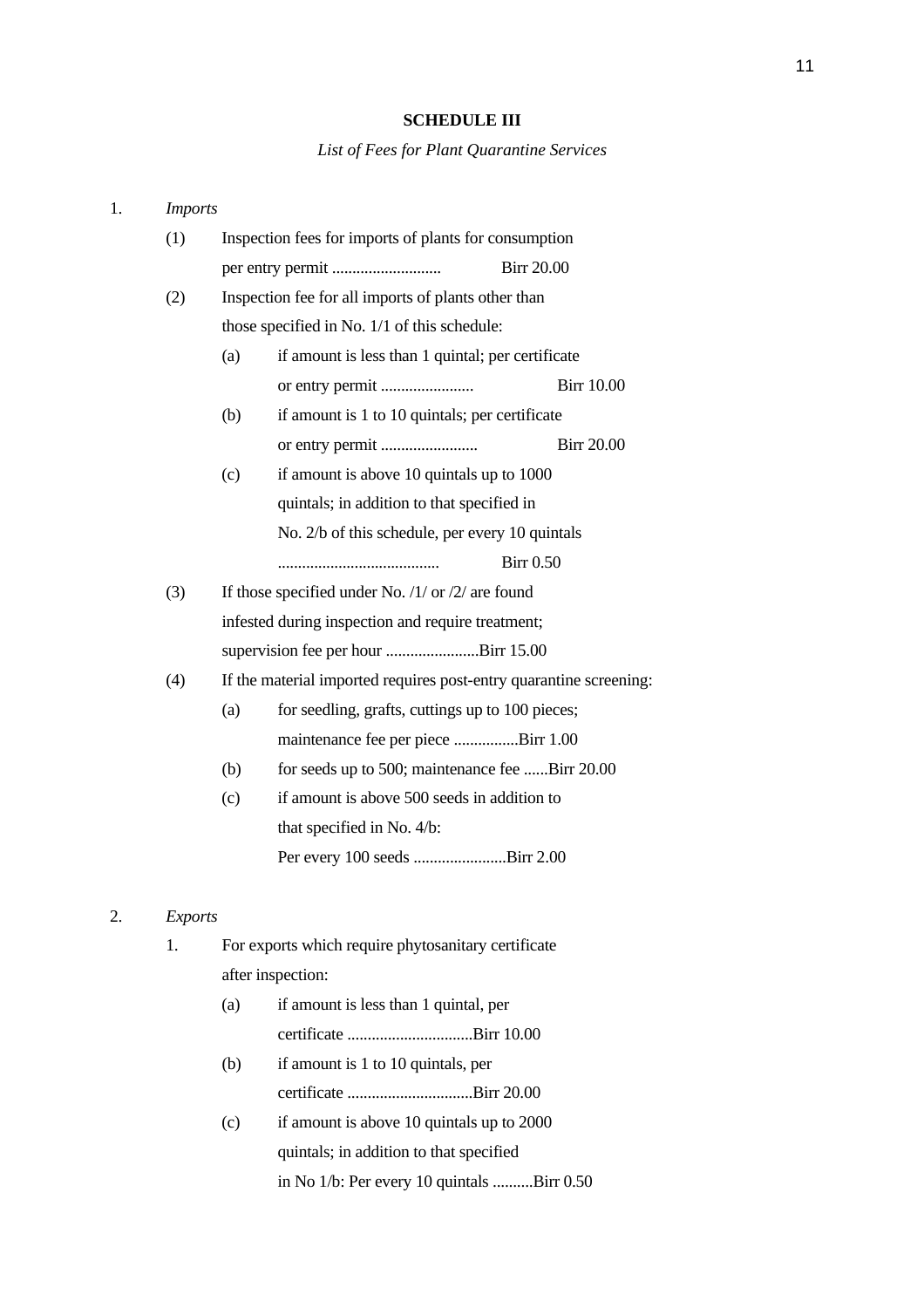**SCHEDULE III**

*List of Fees for Plant Quarantine Services*

1. *Imports*

   (1) Inspection fees for imports of plants for consumption per entry permit .......................... Birr 20.00

   (2) Inspection fee for all imports of plants other than those specified in No. 1/1 of this schedule:

      (a) if amount is less than 1 quintal; per certificate or entry permit ....................... Birr 10.00

      (b) if amount is 1 to 10 quintals; per certificate or entry permit ........................ Birr 20.00

      (c) if amount is above 10 quintals up to 1000 quintals; in addition to that specified in No. 2/b of this schedule, per every 10 quintals ........................................ Birr 0.50

   (3) If those specified under No. /1/ or /2/ are found infested during inspection and require treatment; supervision fee per hour .......................Birr 15.00

   (4) If the material imported requires post-entry quarantine screening:

      (a) for seedling, grafts, cuttings up to 100 pieces; maintenance fee per piece ................Birr 1.00

      (b) for seeds up to 500; maintenance fee ......Birr 20.00

      (c) if amount is above 500 seeds in addition to that specified in No. 4/b: Per every 100 seeds .......................Birr 2.00

2. *Exports*

   1. For exports which require phytosanitary certificate after inspection:

      (a) if amount is less than 1 quintal, per certificate ...............................Birr 10.00

      (b) if amount is 1 to 10 quintals, per certificate ...............................Birr 20.00

      (c) if amount is above 10 quintals up to 2000 quintals; in addition to that specified in No 1/b: Per every 10 quintals ..........Birr 0.50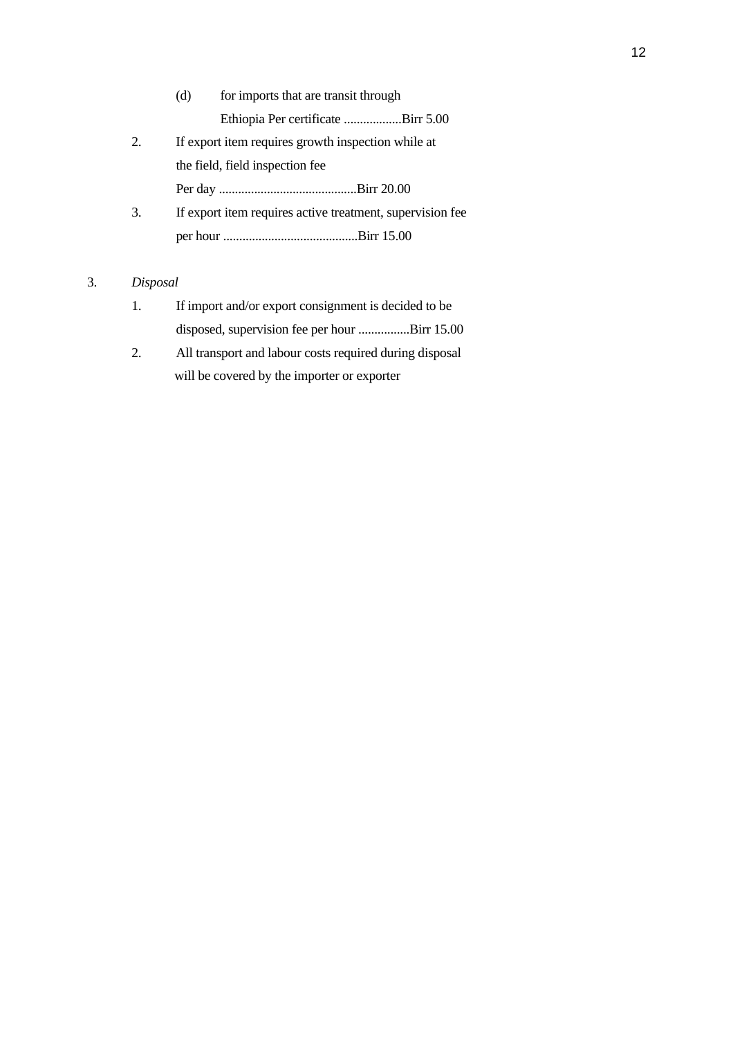(d) for imports that are transit through Ethiopia Per certificate ..................Birr 5.00

2. If export item requires growth inspection while at the field, field inspection fee Per day ...........................................Birr 20.00

3. If export item requires active treatment, supervision fee per hour ..........................................Birr 15.00

3. *Disposal*

   1. If import and/or export consignment is decided to be disposed, supervision fee per hour ................Birr 15.00
   2. All transport and labour costs required during disposal will be covered by the importer or exporter